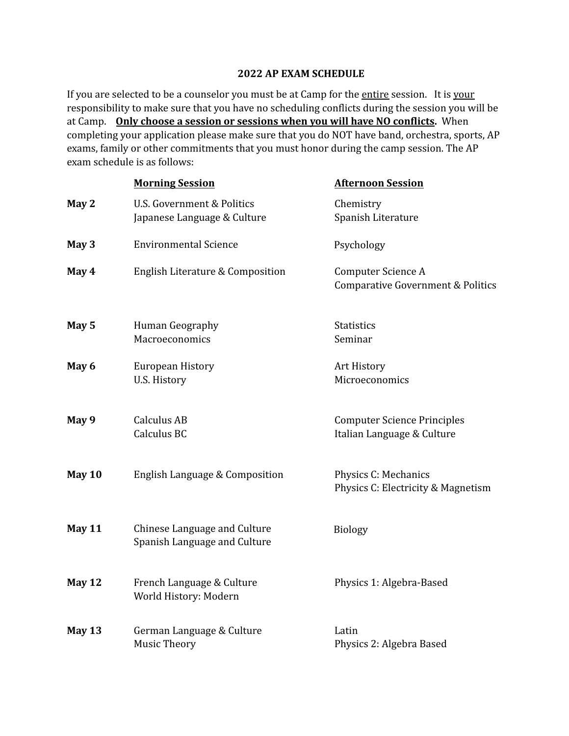## 2022 AP EXAM SCHEDULE

If you are selected to be a counselor you must be at Camp for the entire session. It is your responsibility to make sure that you have no scheduling conflicts during the session you will be at Camp. **Only choose a session or sessions when you will have NO conflicts.** When completing your application please make sure that you do NOT have band, orchestra, sports, AP exams, family or other commitments that you must honor during the camp session. The AP exam schedule is as follows:

| | Morning Session | Afternoon Session |
|---|---|---|
| **May 2** | U.S. Government & Politics<br>Japanese Language & Culture | Chemistry<br>Spanish Literature |
| **May 3** | Environmental Science | Psychology |
| **May 4** | English Literature & Composition | Computer Science A<br>Comparative Government & Politics |
| **May 5** | Human Geography<br>Macroeconomics | Statistics<br>Seminar |
| **May 6** | European History<br>U.S. History | Art History<br>Microeconomics |
| **May 9** | Calculus AB<br>Calculus BC | Computer Science Principles<br>Italian Language & Culture |
| **May 10** | English Language & Composition | Physics C: Mechanics<br>Physics C: Electricity & Magnetism |
| **May 11** | Chinese Language and Culture<br>Spanish Language and Culture | Biology |
| **May 12** | French Language & Culture<br>World History: Modern | Physics 1: Algebra-Based |
| **May 13** | German Language & Culture<br>Music Theory | Latin<br>Physics 2: Algebra Based |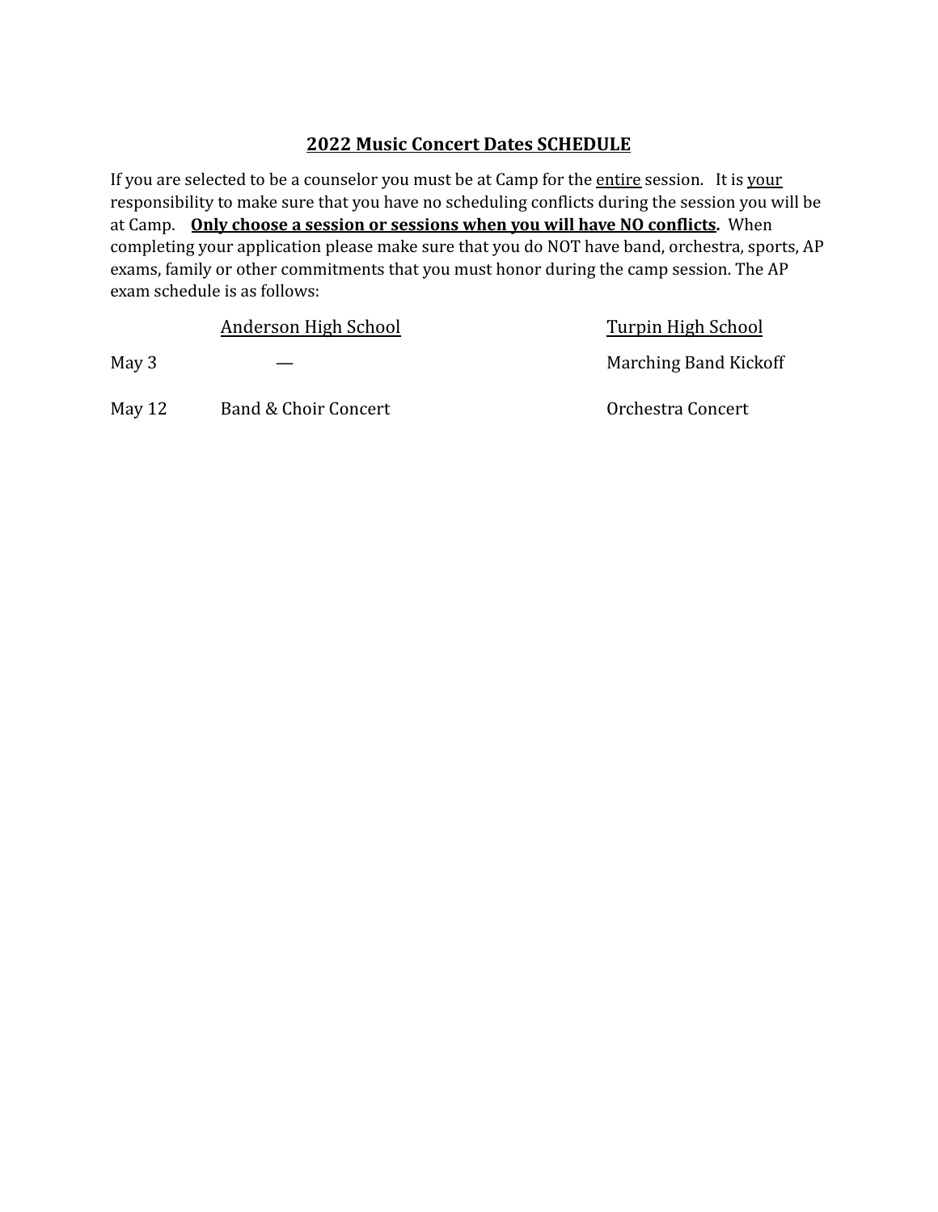## 2022 Music Concert Dates SCHEDULE

If you are selected to be a counselor you must be at Camp for the entire session. It is your responsibility to make sure that you have no scheduling conflicts during the session you will be at Camp. **Only choose a session or sessions when you will have NO conflicts.** When completing your application please make sure that you do NOT have band, orchestra, sports, AP exams, family or other commitments that you must honor during the camp session. The AP exam schedule is as follows:

| | Anderson High School | Turpin High School |
|---|---|---|
| May 3 | — | Marching Band Kickoff |
| May 12 | Band & Choir Concert | Orchestra Concert |